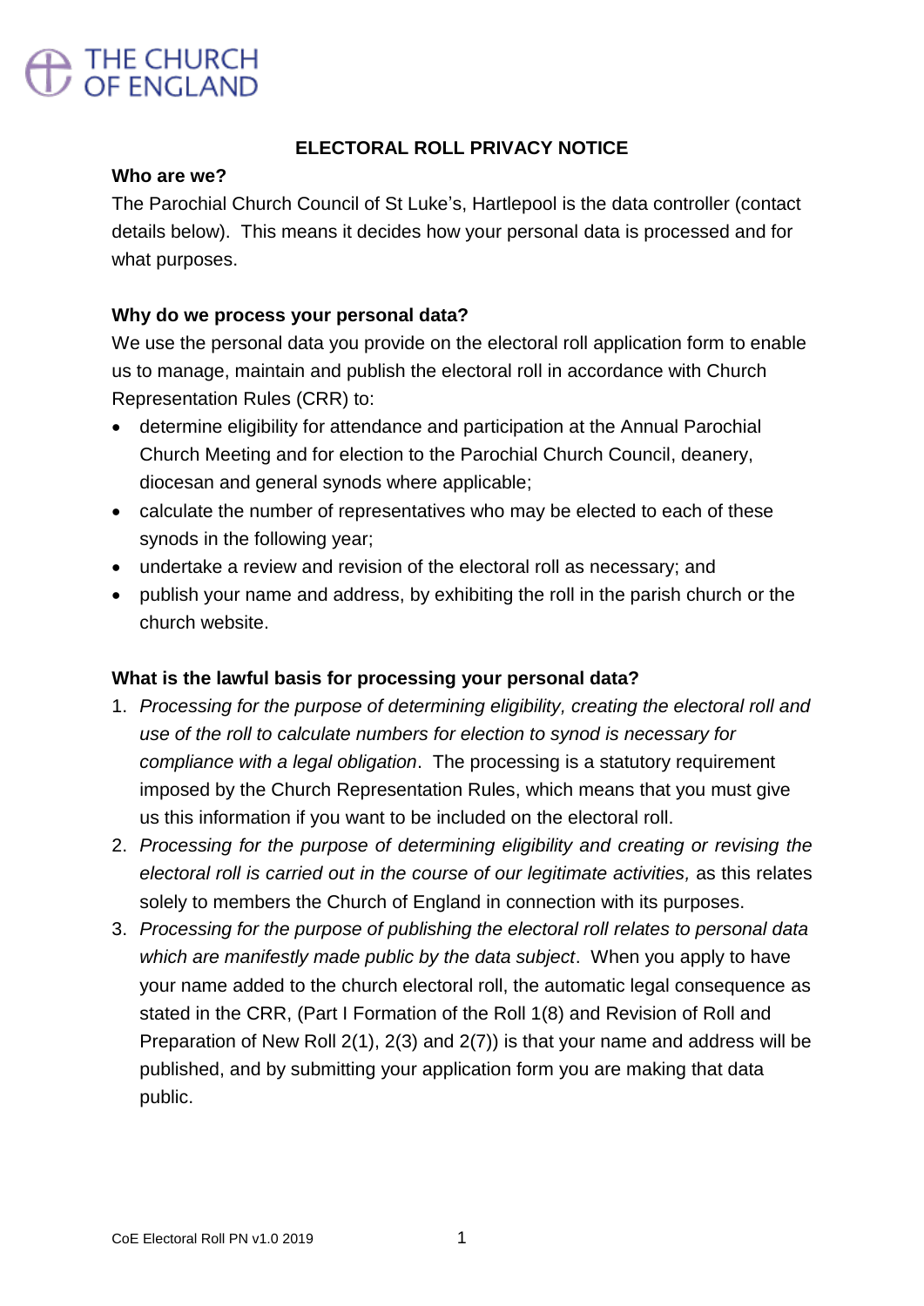THE CHURCH OF ENGLAND

# ELECTORAL ROLL PRIVACY NOTICE

**Who are we?**

The Parochial Church Council of St Luke's, Hartlepool is the data controller (contact details below). This means it decides how your personal data is processed and for what purposes.

**Why do we process your personal data?**

We use the personal data you provide on the electoral roll application form to enable us to manage, maintain and publish the electoral roll in accordance with Church Representation Rules (CRR) to:

- determine eligibility for attendance and participation at the Annual Parochial Church Meeting and for election to the Parochial Church Council, deanery, diocesan and general synods where applicable;
- calculate the number of representatives who may be elected to each of these synods in the following year;
- undertake a review and revision of the electoral roll as necessary; and
- publish your name and address, by exhibiting the roll in the parish church or the church website.

**What is the lawful basis for processing your personal data?**

1. *Processing for the purpose of determining eligibility, creating the electoral roll and use of the roll to calculate numbers for election to synod is necessary for compliance with a legal obligation*. The processing is a statutory requirement imposed by the Church Representation Rules, which means that you must give us this information if you want to be included on the electoral roll.
2. *Processing for the purpose of determining eligibility and creating or revising the electoral roll is carried out in the course of our legitimate activities,* as this relates solely to members the Church of England in connection with its purposes.
3. *Processing for the purpose of publishing the electoral roll relates to personal data which are manifestly made public by the data subject*. When you apply to have your name added to the church electoral roll, the automatic legal consequence as stated in the CRR, (Part I Formation of the Roll 1(8) and Revision of Roll and Preparation of New Roll 2(1), 2(3) and 2(7)) is that your name and address will be published, and by submitting your application form you are making that data public.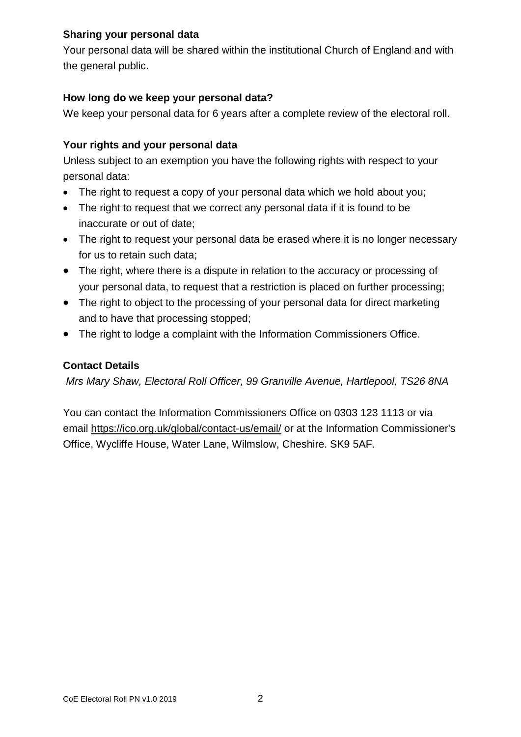**Sharing your personal data**

Your personal data will be shared within the institutional Church of England and with the general public.

**How long do we keep your personal data?**

We keep your personal data for 6 years after a complete review of the electoral roll.

**Your rights and your personal data**

Unless subject to an exemption you have the following rights with respect to your personal data:

- The right to request a copy of your personal data which we hold about you;
- The right to request that we correct any personal data if it is found to be inaccurate or out of date;
- The right to request your personal data be erased where it is no longer necessary for us to retain such data;
- The right, where there is a dispute in relation to the accuracy or processing of your personal data, to request that a restriction is placed on further processing;
- The right to object to the processing of your personal data for direct marketing and to have that processing stopped;
- The right to lodge a complaint with the Information Commissioners Office.

**Contact Details**

*Mrs Mary Shaw, Electoral Roll Officer, 99 Granville Avenue, Hartlepool, TS26 8NA*

You can contact the Information Commissioners Office on 0303 123 1113 or via email https://ico.org.uk/global/contact-us/email/ or at the Information Commissioner's Office, Wycliffe House, Water Lane, Wilmslow, Cheshire. SK9 5AF.